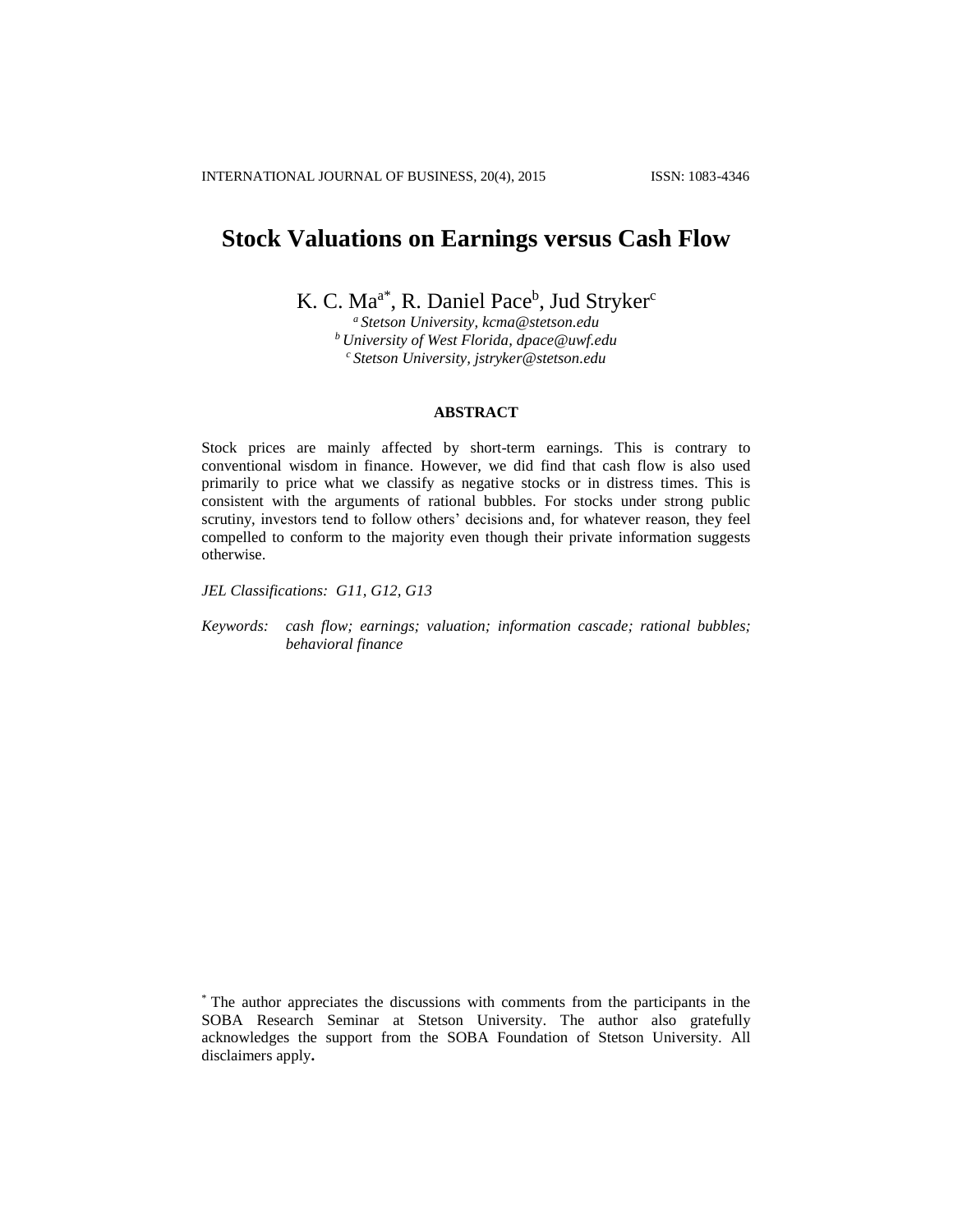# Stock Valuations on Earnings versus Cash Flow

K. C. Ma[a*], R. Daniel Pace[b], Jud Stryker[c]

[a] *Stetson University, kcma@stetson.edu*
[b] *University of West Florida, dpace@uwf.edu*
[c] *Stetson University, jstryker@stetson.edu*

## ABSTRACT

Stock prices are mainly affected by short-term earnings. This is contrary to conventional wisdom in finance. However, we did find that cash flow is also used primarily to price what we classify as negative stocks or in distress times. This is consistent with the arguments of rational bubbles. For stocks under strong public scrutiny, investors tend to follow others' decisions and, for whatever reason, they feel compelled to conform to the majority even though their private information suggests otherwise.

*JEL Classifications: G11, G12, G13*

*Keywords: cash flow; earnings; valuation; information cascade; rational bubbles; behavioral finance*

[*] The author appreciates the discussions with comments from the participants in the SOBA Research Seminar at Stetson University. The author also gratefully acknowledges the support from the SOBA Foundation of Stetson University. All disclaimers apply**.**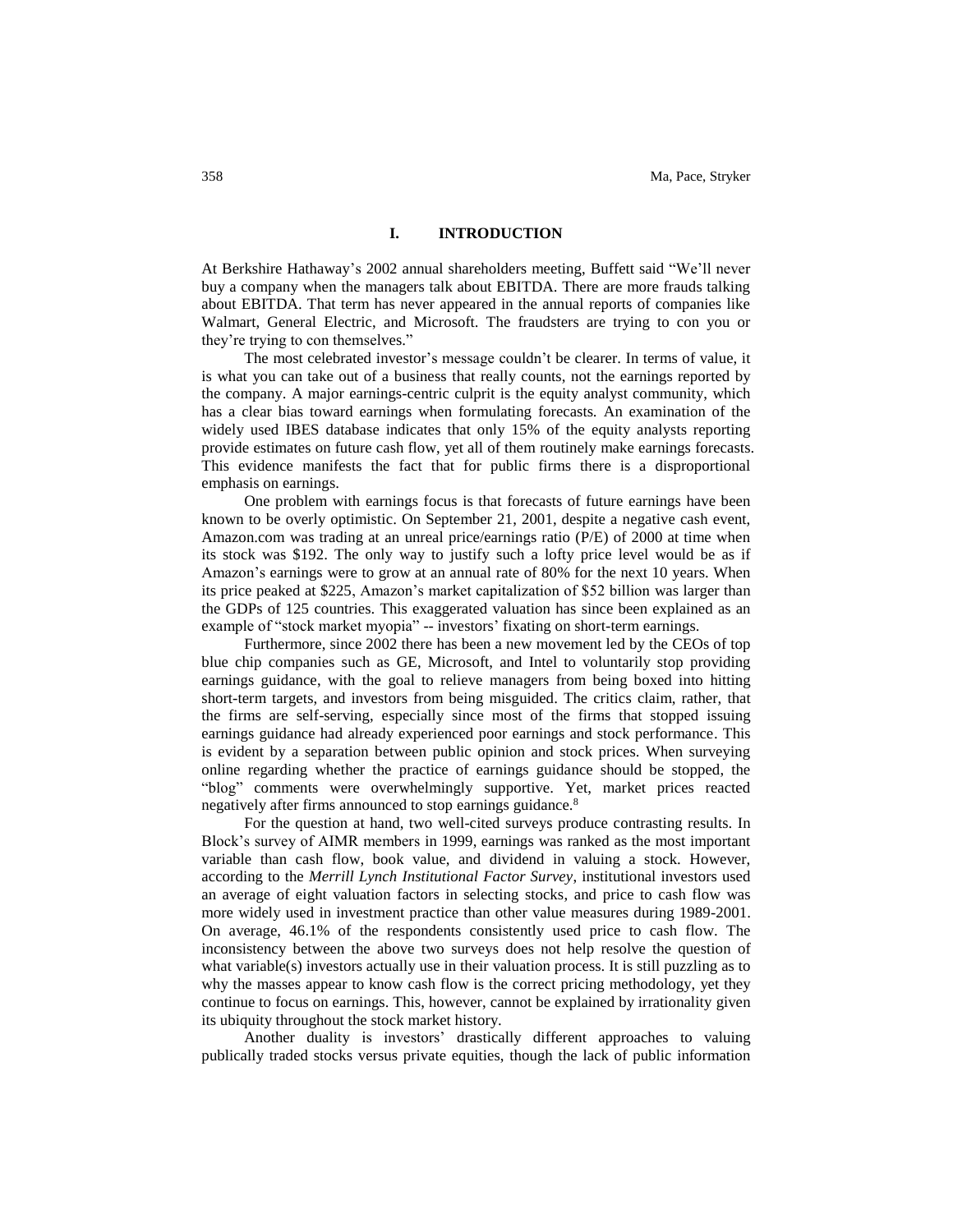## I. INTRODUCTION

At Berkshire Hathaway's 2002 annual shareholders meeting, Buffett said "We'll never buy a company when the managers talk about EBITDA. There are more frauds talking about EBITDA. That term has never appeared in the annual reports of companies like Walmart, General Electric, and Microsoft. The fraudsters are trying to con you or they're trying to con themselves."

The most celebrated investor's message couldn't be clearer. In terms of value, it is what you can take out of a business that really counts, not the earnings reported by the company. A major earnings-centric culprit is the equity analyst community, which has a clear bias toward earnings when formulating forecasts. An examination of the widely used IBES database indicates that only 15% of the equity analysts reporting provide estimates on future cash flow, yet all of them routinely make earnings forecasts. This evidence manifests the fact that for public firms there is a disproportional emphasis on earnings.

One problem with earnings focus is that forecasts of future earnings have been known to be overly optimistic. On September 21, 2001, despite a negative cash event, Amazon.com was trading at an unreal price/earnings ratio (P/E) of 2000 at time when its stock was $192. The only way to justify such a lofty price level would be as if Amazon's earnings were to grow at an annual rate of 80% for the next 10 years. When its price peaked at $225, Amazon's market capitalization of $52 billion was larger than the GDPs of 125 countries. This exaggerated valuation has since been explained as an example of "stock market myopia" -- investors' fixating on short-term earnings.

Furthermore, since 2002 there has been a new movement led by the CEOs of top blue chip companies such as GE, Microsoft, and Intel to voluntarily stop providing earnings guidance, with the goal to relieve managers from being boxed into hitting short-term targets, and investors from being misguided. The critics claim, rather, that the firms are self-serving, especially since most of the firms that stopped issuing earnings guidance had already experienced poor earnings and stock performance. This is evident by a separation between public opinion and stock prices. When surveying online regarding whether the practice of earnings guidance should be stopped, the "blog" comments were overwhelmingly supportive. Yet, market prices reacted negatively after firms announced to stop earnings guidance.[8]

For the question at hand, two well-cited surveys produce contrasting results. In Block's survey of AIMR members in 1999, earnings was ranked as the most important variable than cash flow, book value, and dividend in valuing a stock. However, according to the *Merrill Lynch Institutional Factor Survey*, institutional investors used an average of eight valuation factors in selecting stocks, and price to cash flow was more widely used in investment practice than other value measures during 1989-2001. On average, 46.1% of the respondents consistently used price to cash flow. The inconsistency between the above two surveys does not help resolve the question of what variable(s) investors actually use in their valuation process. It is still puzzling as to why the masses appear to know cash flow is the correct pricing methodology, yet they continue to focus on earnings. This, however, cannot be explained by irrationality given its ubiquity throughout the stock market history.

Another duality is investors' drastically different approaches to valuing publically traded stocks versus private equities, though the lack of public information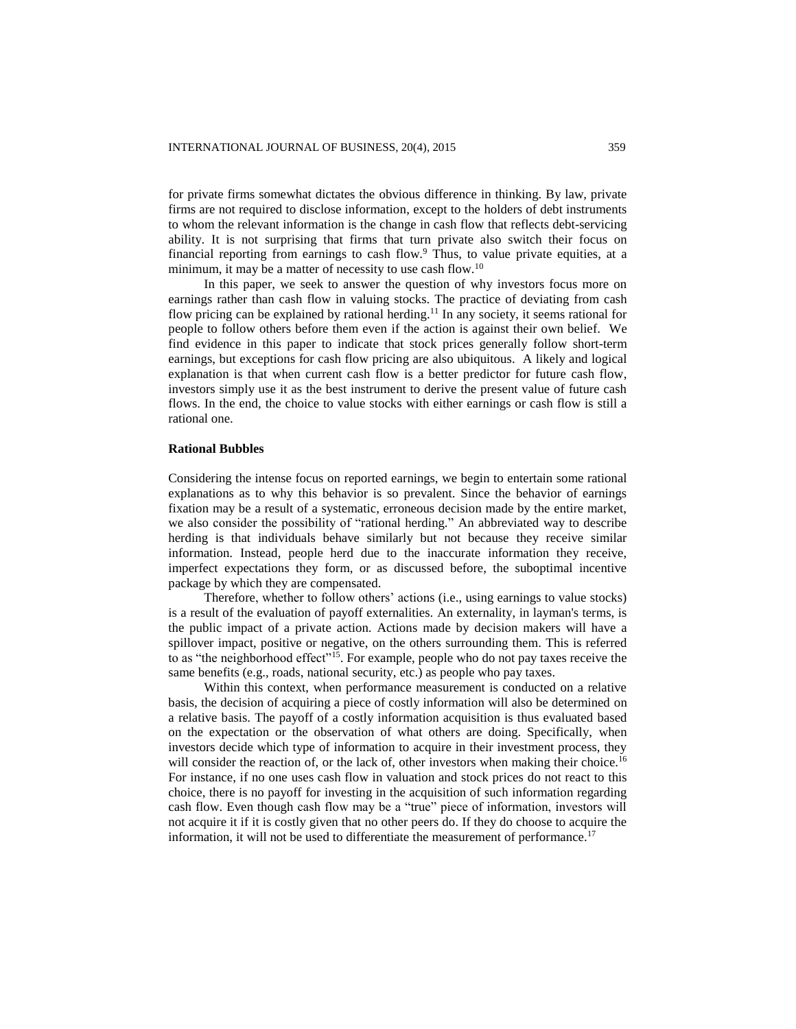for private firms somewhat dictates the obvious difference in thinking. By law, private firms are not required to disclose information, except to the holders of debt instruments to whom the relevant information is the change in cash flow that reflects debt-servicing ability. It is not surprising that firms that turn private also switch their focus on financial reporting from earnings to cash flow.[9] Thus, to value private equities, at a minimum, it may be a matter of necessity to use cash flow.[10]

In this paper, we seek to answer the question of why investors focus more on earnings rather than cash flow in valuing stocks. The practice of deviating from cash flow pricing can be explained by rational herding.[11] In any society, it seems rational for people to follow others before them even if the action is against their own belief. We find evidence in this paper to indicate that stock prices generally follow short-term earnings, but exceptions for cash flow pricing are also ubiquitous. A likely and logical explanation is that when current cash flow is a better predictor for future cash flow, investors simply use it as the best instrument to derive the present value of future cash flows. In the end, the choice to value stocks with either earnings or cash flow is still a rational one.

### Rational Bubbles

Considering the intense focus on reported earnings, we begin to entertain some rational explanations as to why this behavior is so prevalent. Since the behavior of earnings fixation may be a result of a systematic, erroneous decision made by the entire market, we also consider the possibility of "rational herding." An abbreviated way to describe herding is that individuals behave similarly but not because they receive similar information. Instead, people herd due to the inaccurate information they receive, imperfect expectations they form, or as discussed before, the suboptimal incentive package by which they are compensated.

Therefore, whether to follow others' actions (i.e., using earnings to value stocks) is a result of the evaluation of payoff externalities. An externality, in layman's terms, is the public impact of a private action. Actions made by decision makers will have a spillover impact, positive or negative, on the others surrounding them. This is referred to as "the neighborhood effect"[15]. For example, people who do not pay taxes receive the same benefits (e.g., roads, national security, etc.) as people who pay taxes.

Within this context, when performance measurement is conducted on a relative basis, the decision of acquiring a piece of costly information will also be determined on a relative basis. The payoff of a costly information acquisition is thus evaluated based on the expectation or the observation of what others are doing. Specifically, when investors decide which type of information to acquire in their investment process, they will consider the reaction of, or the lack of, other investors when making their choice.[16] For instance, if no one uses cash flow in valuation and stock prices do not react to this choice, there is no payoff for investing in the acquisition of such information regarding cash flow. Even though cash flow may be a "true" piece of information, investors will not acquire it if it is costly given that no other peers do. If they do choose to acquire the information, it will not be used to differentiate the measurement of performance.[17]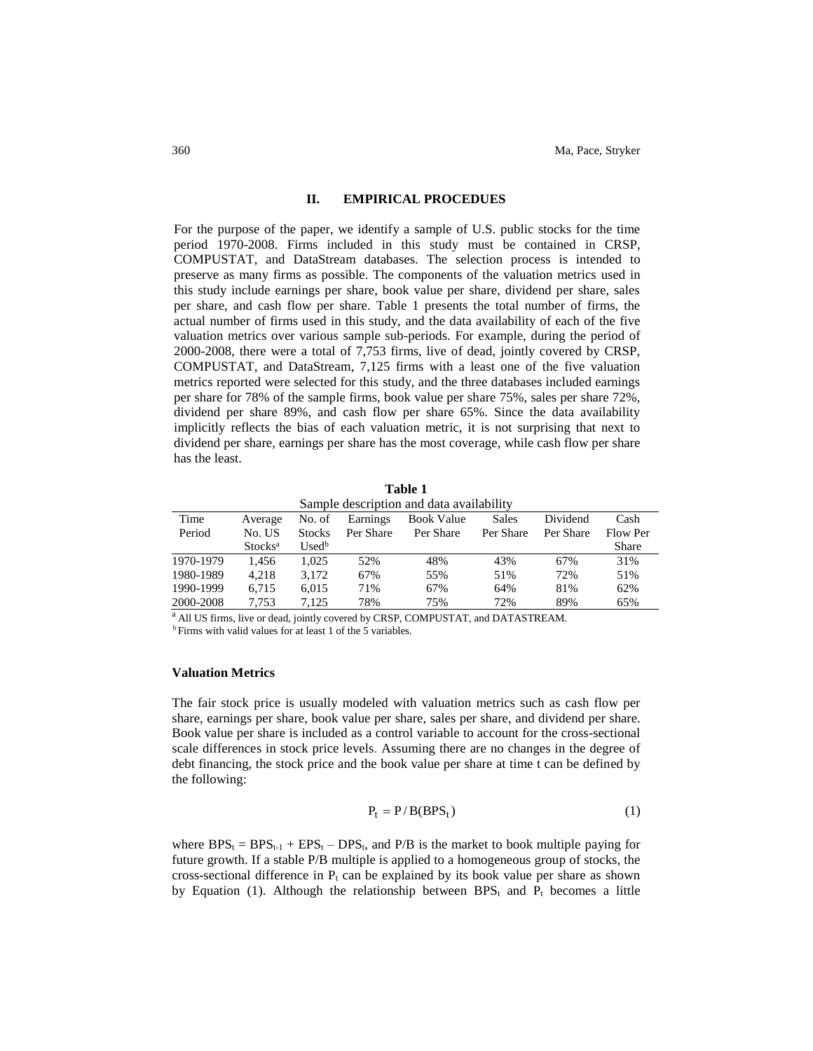## II. EMPIRICAL PROCEDUES

For the purpose of the paper, we identify a sample of U.S. public stocks for the time period 1970-2008. Firms included in this study must be contained in CRSP, COMPUSTAT, and DataStream databases. The selection process is intended to preserve as many firms as possible. The components of the valuation metrics used in this study include earnings per share, book value per share, dividend per share, sales per share, and cash flow per share. Table 1 presents the total number of firms, the actual number of firms used in this study, and the data availability of each of the five valuation metrics over various sample sub-periods. For example, during the period of 2000-2008, there were a total of 7,753 firms, live of dead, jointly covered by CRSP, COMPUSTAT, and DataStream, 7,125 firms with a least one of the five valuation metrics reported were selected for this study, and the three databases included earnings per share for 78% of the sample firms, book value per share 75%, sales per share 72%, dividend per share 89%, and cash flow per share 65%. Since the data availability implicitly reflects the bias of each valuation metric, it is not surprising that next to dividend per share, earnings per share has the most coverage, while cash flow per share has the least.

**Table 1**
Sample description and data availability

| Time Period | Average No. US Stocks[a] | No. of Stocks Used[b] | Earnings Per Share | Book Value Per Share | Sales Per Share | Dividend Per Share | Cash Flow Per Share |
|---|---|---|---|---|---|---|---|
| 1970-1979 | 1,456 | 1,025 | 52% | 48% | 43% | 67% | 31% |
| 1980-1989 | 4,218 | 3,172 | 67% | 55% | 51% | 72% | 51% |
| 1990-1999 | 6,715 | 6,015 | 71% | 67% | 64% | 81% | 62% |
| 2000-2008 | 7,753 | 7,125 | 78% | 75% | 72% | 89% | 65% |

[a] All US firms, live or dead, jointly covered by CRSP, COMPUSTAT, and DATASTREAM.
[b] Firms with valid values for at least 1 of the 5 variables.

### Valuation Metrics

The fair stock price is usually modeled with valuation metrics such as cash flow per share, earnings per share, book value per share, sales per share, and dividend per share. Book value per share is included as a control variable to account for the cross-sectional scale differences in stock price levels. Assuming there are no changes in the degree of debt financing, the stock price and the book value per share at time t can be defined by the following:

$$P_t = P/B(BPS_t) \tag{1}$$

where $BPS_t = BPS_{t-1} + EPS_t - DPS_t$, and P/B is the market to book multiple paying for future growth. If a stable P/B multiple is applied to a homogeneous group of stocks, the cross-sectional difference in $P_t$ can be explained by its book value per share as shown by Equation (1). Although the relationship between $BPS_t$ and $P_t$ becomes a little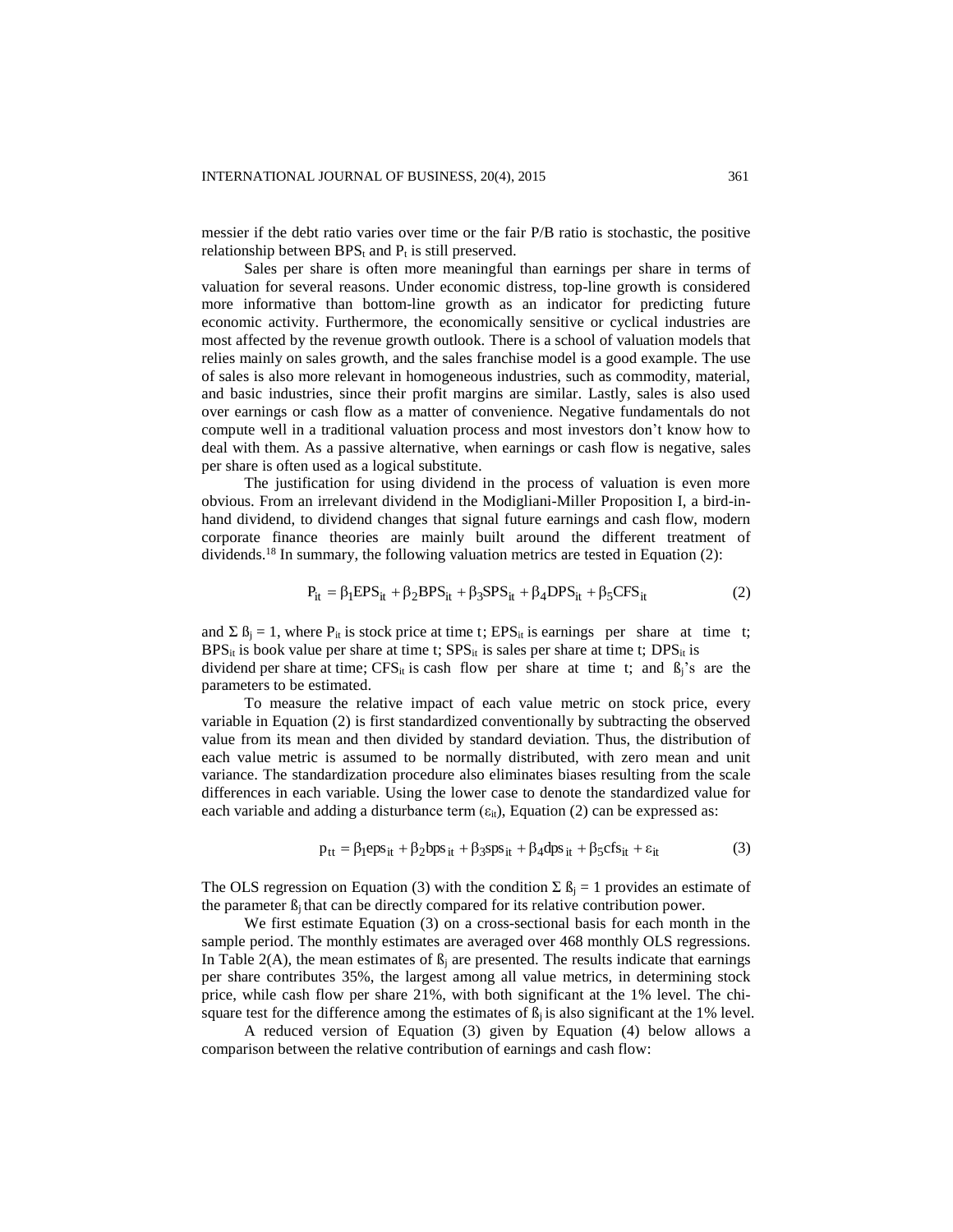messier if the debt ratio varies over time or the fair P/B ratio is stochastic, the positive relationship between $BPS_t$ and $P_t$ is still preserved.

Sales per share is often more meaningful than earnings per share in terms of valuation for several reasons. Under economic distress, top-line growth is considered more informative than bottom-line growth as an indicator for predicting future economic activity. Furthermore, the economically sensitive or cyclical industries are most affected by the revenue growth outlook. There is a school of valuation models that relies mainly on sales growth, and the sales franchise model is a good example. The use of sales is also more relevant in homogeneous industries, such as commodity, material, and basic industries, since their profit margins are similar. Lastly, sales is also used over earnings or cash flow as a matter of convenience. Negative fundamentals do not compute well in a traditional valuation process and most investors don't know how to deal with them. As a passive alternative, when earnings or cash flow is negative, sales per share is often used as a logical substitute.

The justification for using dividend in the process of valuation is even more obvious. From an irrelevant dividend in the Modigliani-Miller Proposition I, a bird-in-hand dividend, to dividend changes that signal future earnings and cash flow, modern corporate finance theories are mainly built around the different treatment of dividends.[18] In summary, the following valuation metrics are tested in Equation (2):

$$P_{it} = \beta_1 EPS_{it} + \beta_2 BPS_{it} + \beta_3 SPS_{it} + \beta_4 DPS_{it} + \beta_5 CFS_{it} \tag{2}$$

and $\Sigma \beta_j = 1$, where $P_{it}$ is stock price at time t; $EPS_{it}$ is earnings per share at time t; $BPS_{it}$ is book value per share at time t; $SPS_{it}$ is sales per share at time t; $DPS_{it}$ is dividend per share at time; $CFS_{it}$ is cash flow per share at time t; and $\beta_j$'s are the parameters to be estimated.

To measure the relative impact of each value metric on stock price, every variable in Equation (2) is first standardized conventionally by subtracting the observed value from its mean and then divided by standard deviation. Thus, the distribution of each value metric is assumed to be normally distributed, with zero mean and unit variance. The standardization procedure also eliminates biases resulting from the scale differences in each variable. Using the lower case to denote the standardized value for each variable and adding a disturbance term ($\varepsilon_{it}$), Equation (2) can be expressed as:

$$p_{tt} = \beta_1 eps_{it} + \beta_2 bps_{it} + \beta_3 sps_{it} + \beta_4 dps_{it} + \beta_5 cfs_{it} + \varepsilon_{it} \tag{3}$$

The OLS regression on Equation (3) with the condition $\Sigma \beta_j = 1$ provides an estimate of the parameter $\beta_j$ that can be directly compared for its relative contribution power.

We first estimate Equation (3) on a cross-sectional basis for each month in the sample period. The monthly estimates are averaged over 468 monthly OLS regressions. In Table 2(A), the mean estimates of $\beta_j$ are presented. The results indicate that earnings per share contributes 35%, the largest among all value metrics, in determining stock price, while cash flow per share 21%, with both significant at the 1% level. The chi-square test for the difference among the estimates of $\beta_j$ is also significant at the 1% level.

A reduced version of Equation (3) given by Equation (4) below allows a comparison between the relative contribution of earnings and cash flow: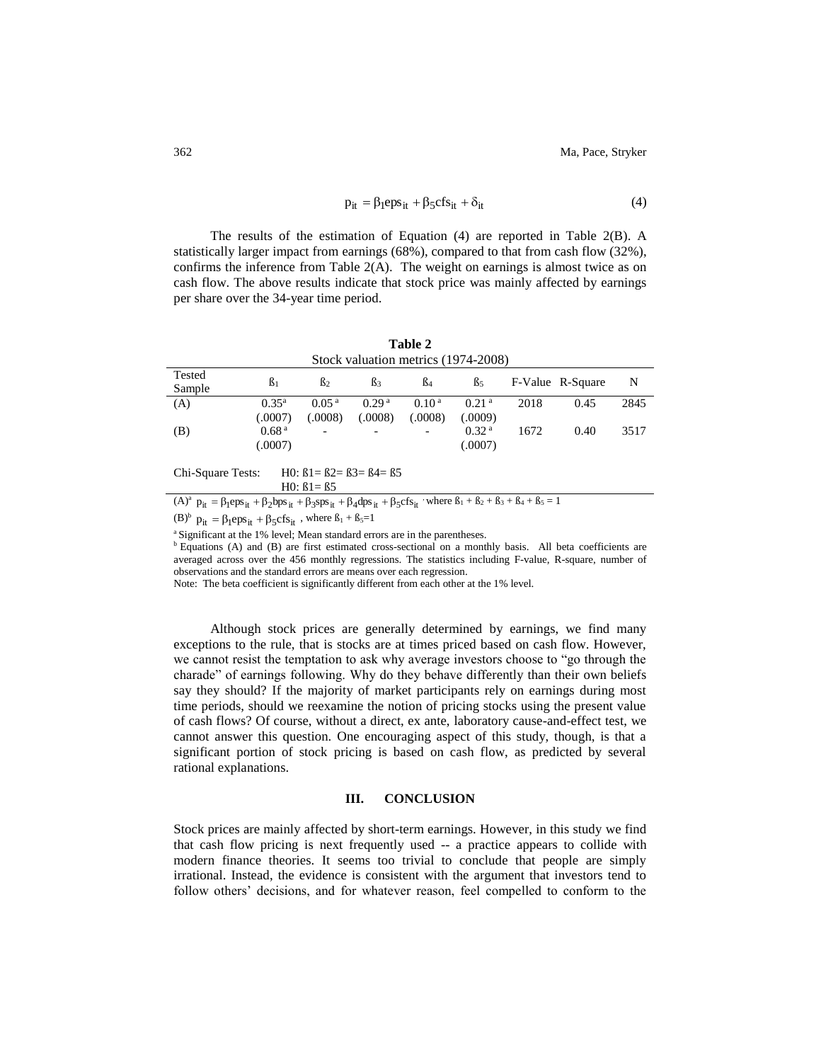$$p_{it} = \beta_1 eps_{it} + \beta_5 cfs_{it} + \delta_{it} \quad (4)$$

The results of the estimation of Equation (4) are reported in Table 2(B). A statistically larger impact from earnings (68%), compared to that from cash flow (32%), confirms the inference from Table 2(A). The weight on earnings is almost twice as on cash flow. The above results indicate that stock price was mainly affected by earnings per share over the 34-year time period.

**Table 2**
Stock valuation metrics (1974-2008)

| Tested Sample | ß1 | ß2 | ß3 | ß4 | ß5 | F-Value | R-Square | N |
|---|---|---|---|---|---|---|---|---|
| (A) | 0.35[a] (.0007) | 0.05[a] (.0008) | 0.29[a] (.0008) | 0.10[a] (.0008) | 0.21[a] (.0009) | 2018 | 0.45 | 2845 |
| (B) | 0.68[a] (.0007) | - | - | - | 0.32[a] (.0007) | 1672 | 0.40 | 3517 |

Chi-Square Tests: H0: ß1= ß2= ß3= ß4= ß5
H0: ß1= ß5

(A)[a] $p_{it} = \beta_1 eps_{it} + \beta_2 bps_{it} + \beta_3 sps_{it} + \beta_4 dps_{it} + \beta_5 cfs_{it}$, where ß1 + ß2 + ß3 + ß4 + ß5 = 1

(B)[b] $p_{it} = \beta_1 eps_{it} + \beta_5 cfs_{it}$, where ß1 + ß5=1

[a] Significant at the 1% level; Mean standard errors are in the parentheses.

[b] Equations (A) and (B) are first estimated cross-sectional on a monthly basis. All beta coefficients are averaged across over the 456 monthly regressions. The statistics including F-value, R-square, number of observations and the standard errors are means over each regression.

Note: The beta coefficient is significantly different from each other at the 1% level.

Although stock prices are generally determined by earnings, we find many exceptions to the rule, that is stocks are at times priced based on cash flow. However, we cannot resist the temptation to ask why average investors choose to "go through the charade" of earnings following. Why do they behave differently than their own beliefs say they should? If the majority of market participants rely on earnings during most time periods, should we reexamine the notion of pricing stocks using the present value of cash flows? Of course, without a direct, ex ante, laboratory cause-and-effect test, we cannot answer this question. One encouraging aspect of this study, though, is that a significant portion of stock pricing is based on cash flow, as predicted by several rational explanations.

## III. CONCLUSION

Stock prices are mainly affected by short-term earnings. However, in this study we find that cash flow pricing is next frequently used -- a practice appears to collide with modern finance theories. It seems too trivial to conclude that people are simply irrational. Instead, the evidence is consistent with the argument that investors tend to follow others' decisions, and for whatever reason, feel compelled to conform to the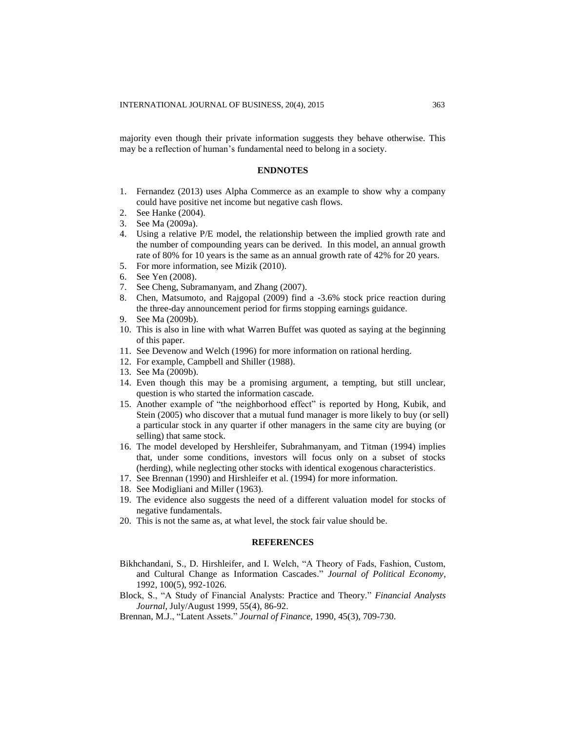majority even though their private information suggests they behave otherwise. This may be a reflection of human's fundamental need to belong in a society.

## ENDNOTES

1. Fernandez (2013) uses Alpha Commerce as an example to show why a company could have positive net income but negative cash flows.
2. See Hanke (2004).
3. See Ma (2009a).
4. Using a relative P/E model, the relationship between the implied growth rate and the number of compounding years can be derived. In this model, an annual growth rate of 80% for 10 years is the same as an annual growth rate of 42% for 20 years.
5. For more information, see Mizik (2010).
6. See Yen (2008).
7. See Cheng, Subramanyam, and Zhang (2007).
8. Chen, Matsumoto, and Rajgopal (2009) find a -3.6% stock price reaction during the three-day announcement period for firms stopping earnings guidance.
9. See Ma (2009b).
10. This is also in line with what Warren Buffet was quoted as saying at the beginning of this paper.
11. See Devenow and Welch (1996) for more information on rational herding.
12. For example, Campbell and Shiller (1988).
13. See Ma (2009b).
14. Even though this may be a promising argument, a tempting, but still unclear, question is who started the information cascade.
15. Another example of "the neighborhood effect" is reported by Hong, Kubik, and Stein (2005) who discover that a mutual fund manager is more likely to buy (or sell) a particular stock in any quarter if other managers in the same city are buying (or selling) that same stock.
16. The model developed by Hershleifer, Subrahmanyam, and Titman (1994) implies that, under some conditions, investors will focus only on a subset of stocks (herding), while neglecting other stocks with identical exogenous characteristics.
17. See Brennan (1990) and Hirshleifer et al. (1994) for more information.
18. See Modigliani and Miller (1963).
19. The evidence also suggests the need of a different valuation model for stocks of negative fundamentals.
20. This is not the same as, at what level, the stock fair value should be.

## REFERENCES

Bikhchandani, S., D. Hirshleifer, and I. Welch, "A Theory of Fads, Fashion, Custom, and Cultural Change as Information Cascades." *Journal of Political Economy*, 1992, 100(5), 992-1026.

Block, S., "A Study of Financial Analysts: Practice and Theory." *Financial Analysts Journal*, July/August 1999, 55(4), 86-92.

Brennan, M.J., "Latent Assets." *Journal of Finance*, 1990, 45(3), 709-730.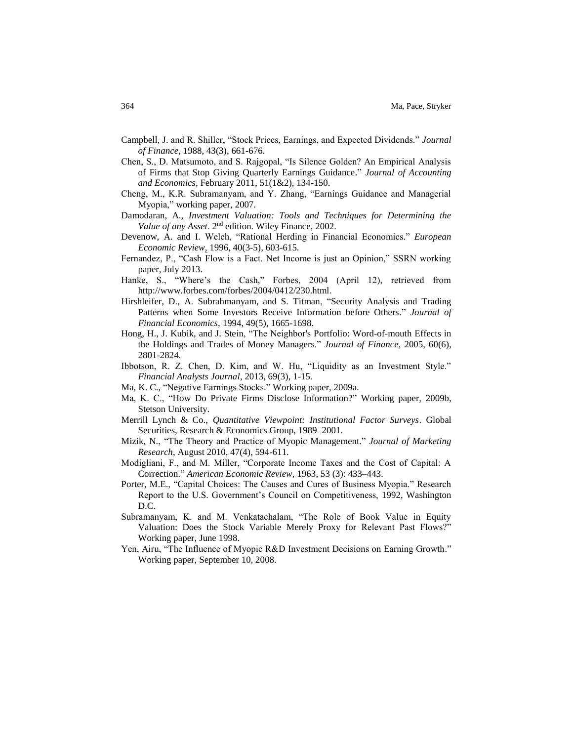Campbell, J. and R. Shiller, "Stock Prices, Earnings, and Expected Dividends." *Journal of Finance*, 1988, 43(3), 661-676.

Chen, S., D. Matsumoto, and S. Rajgopal, "Is Silence Golden? An Empirical Analysis of Firms that Stop Giving Quarterly Earnings Guidance." *Journal of Accounting and Economics*, February 2011, 51(1&2), 134-150.

Cheng, M., K.R. Subramanyam, and Y. Zhang, "Earnings Guidance and Managerial Myopia," working paper, 2007.

Damodaran, A., *Investment Valuation: Tools and Techniques for Determining the Value of any Asset*. 2nd edition. Wiley Finance, 2002.

Devenow, A. and I. Welch, "Rational Herding in Financial Economics." *European Economic Review*, 1996, 40(3-5), 603-615.

Fernandez, P., "Cash Flow is a Fact. Net Income is just an Opinion," SSRN working paper, July 2013.

Hanke, S., "Where's the Cash," Forbes, 2004 (April 12), retrieved from http://www.forbes.com/forbes/2004/0412/230.html.

Hirshleifer, D., A. Subrahmanyam, and S. Titman, "Security Analysis and Trading Patterns when Some Investors Receive Information before Others." *Journal of Financial Economics*, 1994, 49(5), 1665-1698.

Hong, H., J. Kubik, and J. Stein, "The Neighbor's Portfolio: Word-of-mouth Effects in the Holdings and Trades of Money Managers." *Journal of Finance*, 2005, 60(6), 2801-2824.

Ibbotson, R. Z. Chen, D. Kim, and W. Hu, "Liquidity as an Investment Style." *Financial Analysts Journal*, 2013, 69(3), 1-15.

Ma, K. C., "Negative Earnings Stocks." Working paper, 2009a.

Ma, K. C., "How Do Private Firms Disclose Information?" Working paper, 2009b, Stetson University.

Merrill Lynch & Co., *Quantitative Viewpoint: Institutional Factor Surveys*. Global Securities, Research & Economics Group, 1989–2001.

Mizik, N., "The Theory and Practice of Myopic Management." *Journal of Marketing Research*, August 2010, 47(4), 594-611.

Modigliani, F., and M. Miller, "Corporate Income Taxes and the Cost of Capital: A Correction." *American Economic Review*, 1963, 53 (3): 433–443.

Porter, M.E., "Capital Choices: The Causes and Cures of Business Myopia." Research Report to the U.S. Government's Council on Competitiveness, 1992, Washington D.C.

Subramanyam, K. and M. Venkatachalam, "The Role of Book Value in Equity Valuation: Does the Stock Variable Merely Proxy for Relevant Past Flows?" Working paper, June 1998.

Yen, Airu, "The Influence of Myopic R&D Investment Decisions on Earning Growth." Working paper, September 10, 2008.